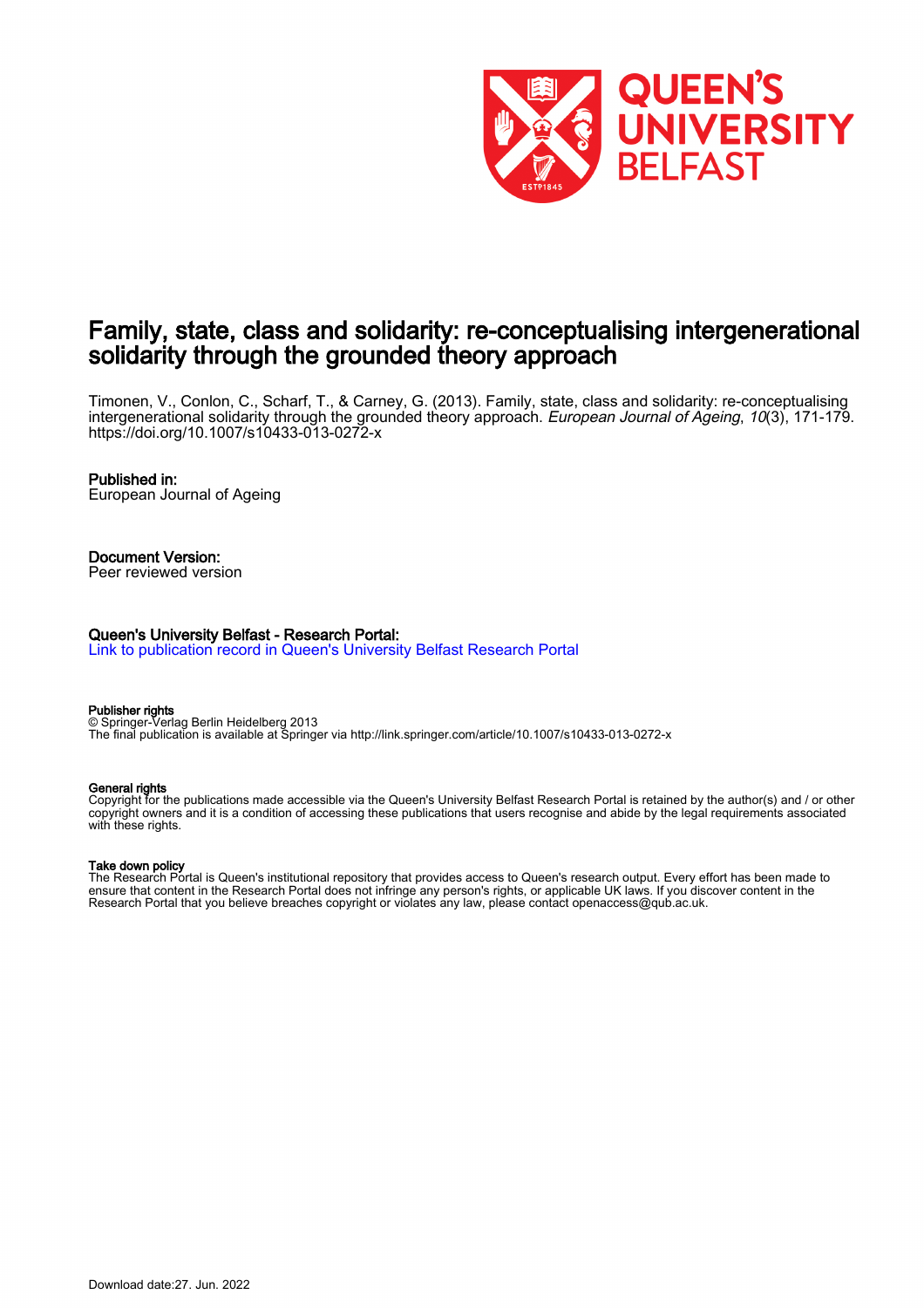# Family, state, class and solidarity: re-conceptualising intergenerational solidarity through the grounded theory approach

Timonen, V., Conlon, C., Scharf, T., & Carney, G. (2013). Family, state, class and solidarity: re-conceptualising intergenerational solidarity through the grounded theory approach. *European Journal of Ageing*, *10*(3), 171-179. https://doi.org/10.1007/s10433-013-0272-x

**Published in:**
European Journal of Ageing

**Document Version:**
Peer reviewed version

**Queen's University Belfast - Research Portal:**
Link to publication record in Queen's University Belfast Research Portal

**Publisher rights**
© Springer-Verlag Berlin Heidelberg 2013
The final publication is available at Springer via http://link.springer.com/article/10.1007/s10433-013-0272-x

**General rights**
Copyright for the publications made accessible via the Queen's University Belfast Research Portal is retained by the author(s) and / or other copyright owners and it is a condition of accessing these publications that users recognise and abide by the legal requirements associated with these rights.

**Take down policy**
The Research Portal is Queen's institutional repository that provides access to Queen's research output. Every effort has been made to ensure that content in the Research Portal does not infringe any person's rights, or applicable UK laws. If you discover content in the Research Portal that you believe breaches copyright or violates any law, please contact openaccess@qub.ac.uk.

Download date:27. Jun. 2022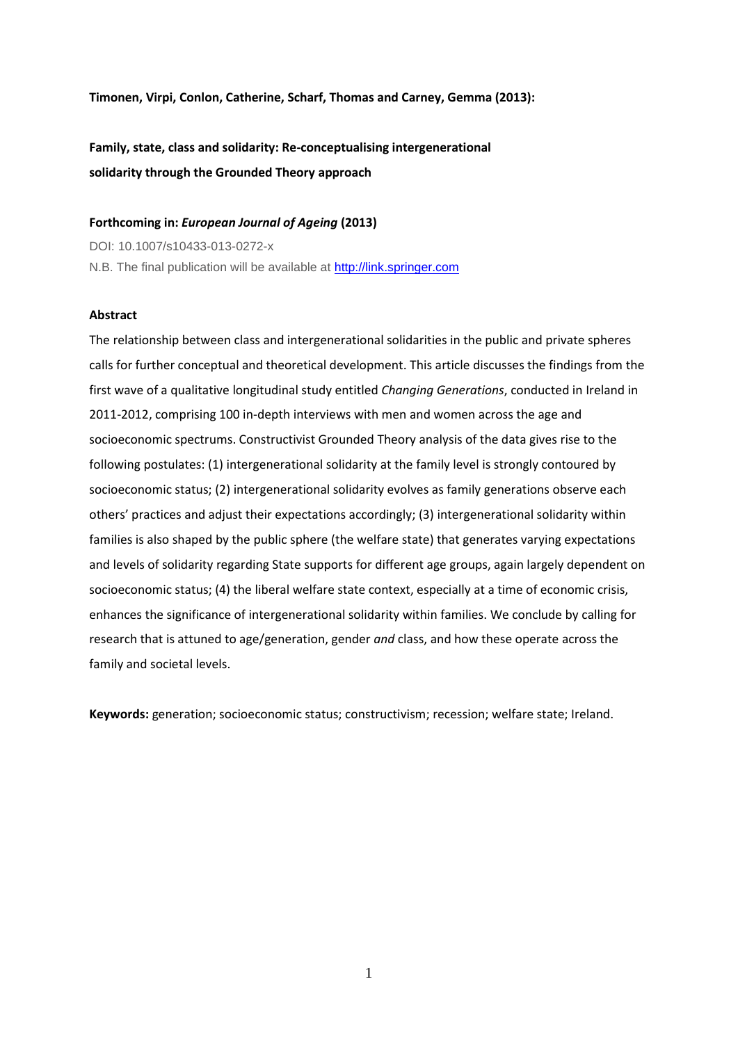**Timonen, Virpi, Conlon, Catherine, Scharf, Thomas and Carney, Gemma (2013):**

**Family, state, class and solidarity: Re-conceptualising intergenerational solidarity through the Grounded Theory approach**

**Forthcoming in: *European Journal of Ageing* (2013)**

DOI: 10.1007/s10433-013-0272-x

N.B. The final publication will be available at [http://link.springer.com](http://link.springer.com)

**Abstract**

The relationship between class and intergenerational solidarities in the public and private spheres calls for further conceptual and theoretical development. This article discusses the findings from the first wave of a qualitative longitudinal study entitled *Changing Generations*, conducted in Ireland in 2011-2012, comprising 100 in-depth interviews with men and women across the age and socioeconomic spectrums. Constructivist Grounded Theory analysis of the data gives rise to the following postulates: (1) intergenerational solidarity at the family level is strongly contoured by socioeconomic status; (2) intergenerational solidarity evolves as family generations observe each others' practices and adjust their expectations accordingly; (3) intergenerational solidarity within families is also shaped by the public sphere (the welfare state) that generates varying expectations and levels of solidarity regarding State supports for different age groups, again largely dependent on socioeconomic status; (4) the liberal welfare state context, especially at a time of economic crisis, enhances the significance of intergenerational solidarity within families. We conclude by calling for research that is attuned to age/generation, gender *and* class, and how these operate across the family and societal levels.

**Keywords:** generation; socioeconomic status; constructivism; recession; welfare state; Ireland.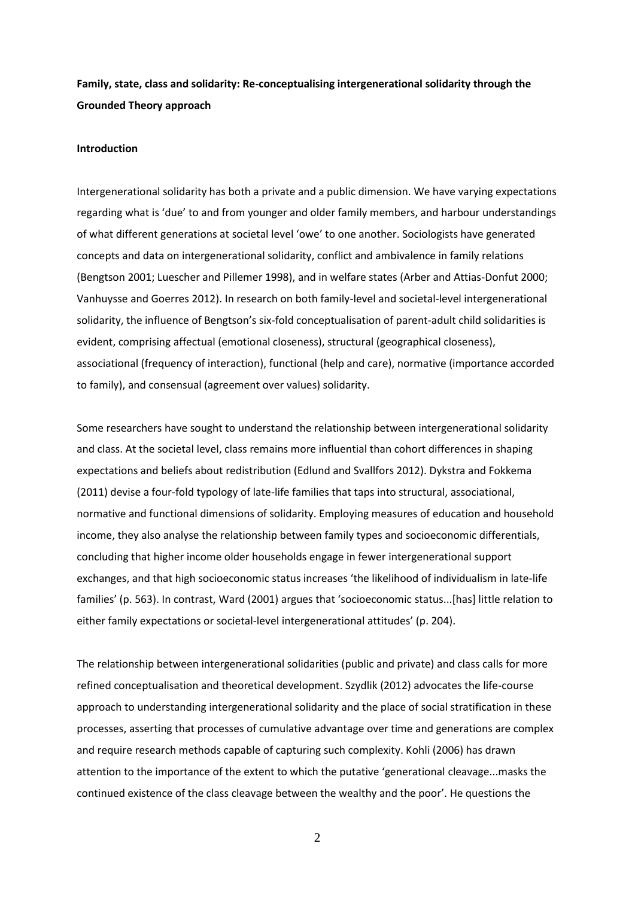**Family, state, class and solidarity: Re-conceptualising intergenerational solidarity through the Grounded Theory approach**

**Introduction**

Intergenerational solidarity has both a private and a public dimension. We have varying expectations regarding what is 'due' to and from younger and older family members, and harbour understandings of what different generations at societal level 'owe' to one another. Sociologists have generated concepts and data on intergenerational solidarity, conflict and ambivalence in family relations (Bengtson 2001; Luescher and Pillemer 1998), and in welfare states (Arber and Attias-Donfut 2000; Vanhuysse and Goerres 2012). In research on both family-level and societal-level intergenerational solidarity, the influence of Bengtson's six-fold conceptualisation of parent-adult child solidarities is evident, comprising affectual (emotional closeness), structural (geographical closeness), associational (frequency of interaction), functional (help and care), normative (importance accorded to family), and consensual (agreement over values) solidarity.

Some researchers have sought to understand the relationship between intergenerational solidarity and class. At the societal level, class remains more influential than cohort differences in shaping expectations and beliefs about redistribution (Edlund and Svallfors 2012). Dykstra and Fokkema (2011) devise a four-fold typology of late-life families that taps into structural, associational, normative and functional dimensions of solidarity. Employing measures of education and household income, they also analyse the relationship between family types and socioeconomic differentials, concluding that higher income older households engage in fewer intergenerational support exchanges, and that high socioeconomic status increases 'the likelihood of individualism in late-life families' (p. 563). In contrast, Ward (2001) argues that 'socioeconomic status...[has] little relation to either family expectations or societal-level intergenerational attitudes' (p. 204).

The relationship between intergenerational solidarities (public and private) and class calls for more refined conceptualisation and theoretical development. Szydlik (2012) advocates the life-course approach to understanding intergenerational solidarity and the place of social stratification in these processes, asserting that processes of cumulative advantage over time and generations are complex and require research methods capable of capturing such complexity. Kohli (2006) has drawn attention to the importance of the extent to which the putative 'generational cleavage...masks the continued existence of the class cleavage between the wealthy and the poor'. He questions the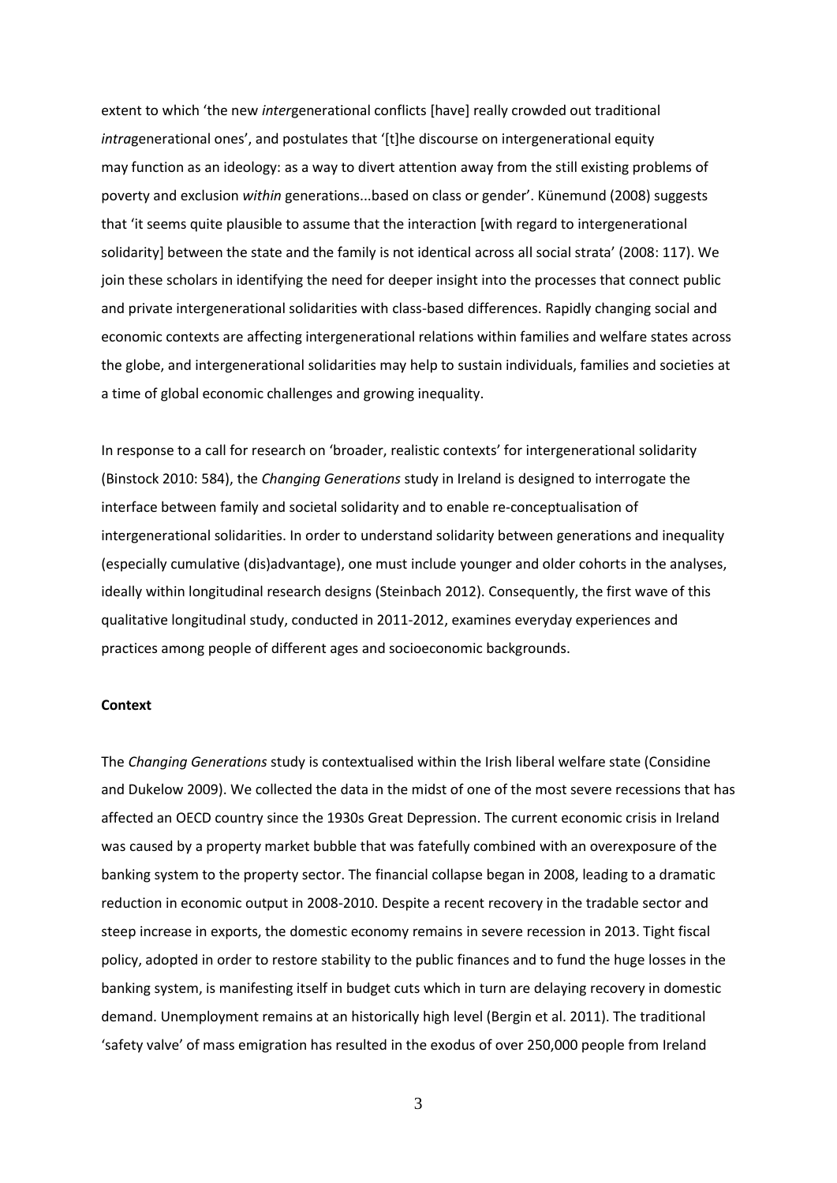extent to which 'the new *inter*generational conflicts [have] really crowded out traditional *intra*generational ones', and postulates that '[t]he discourse on intergenerational equity may function as an ideology: as a way to divert attention away from the still existing problems of poverty and exclusion *within* generations...based on class or gender'. Künemund (2008) suggests that 'it seems quite plausible to assume that the interaction [with regard to intergenerational solidarity] between the state and the family is not identical across all social strata' (2008: 117). We join these scholars in identifying the need for deeper insight into the processes that connect public and private intergenerational solidarities with class-based differences. Rapidly changing social and economic contexts are affecting intergenerational relations within families and welfare states across the globe, and intergenerational solidarities may help to sustain individuals, families and societies at a time of global economic challenges and growing inequality.

In response to a call for research on 'broader, realistic contexts' for intergenerational solidarity (Binstock 2010: 584), the *Changing Generations* study in Ireland is designed to interrogate the interface between family and societal solidarity and to enable re-conceptualisation of intergenerational solidarities. In order to understand solidarity between generations and inequality (especially cumulative (dis)advantage), one must include younger and older cohorts in the analyses, ideally within longitudinal research designs (Steinbach 2012). Consequently, the first wave of this qualitative longitudinal study, conducted in 2011-2012, examines everyday experiences and practices among people of different ages and socioeconomic backgrounds.

**Context**

The *Changing Generations* study is contextualised within the Irish liberal welfare state (Considine and Dukelow 2009). We collected the data in the midst of one of the most severe recessions that has affected an OECD country since the 1930s Great Depression. The current economic crisis in Ireland was caused by a property market bubble that was fatefully combined with an overexposure of the banking system to the property sector. The financial collapse began in 2008, leading to a dramatic reduction in economic output in 2008-2010. Despite a recent recovery in the tradable sector and steep increase in exports, the domestic economy remains in severe recession in 2013. Tight fiscal policy, adopted in order to restore stability to the public finances and to fund the huge losses in the banking system, is manifesting itself in budget cuts which in turn are delaying recovery in domestic demand. Unemployment remains at an historically high level (Bergin et al. 2011). The traditional 'safety valve' of mass emigration has resulted in the exodus of over 250,000 people from Ireland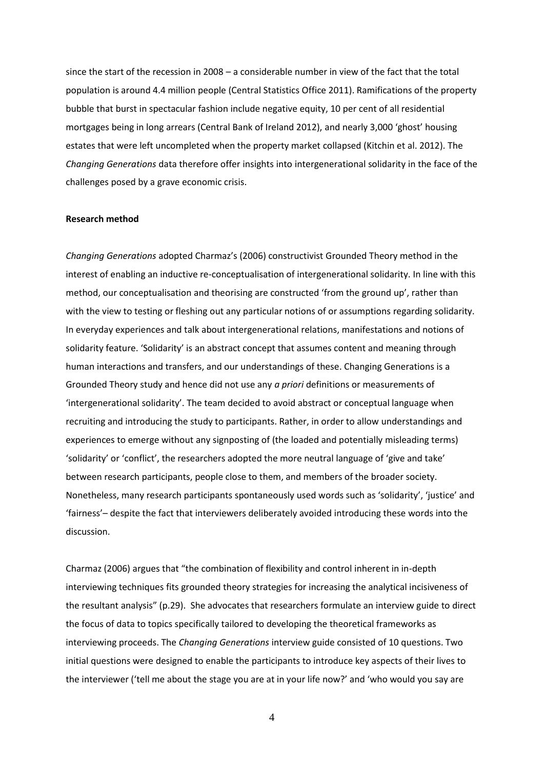since the start of the recession in 2008 – a considerable number in view of the fact that the total population is around 4.4 million people (Central Statistics Office 2011). Ramifications of the property bubble that burst in spectacular fashion include negative equity, 10 per cent of all residential mortgages being in long arrears (Central Bank of Ireland 2012), and nearly 3,000 'ghost' housing estates that were left uncompleted when the property market collapsed (Kitchin et al. 2012). The *Changing Generations* data therefore offer insights into intergenerational solidarity in the face of the challenges posed by a grave economic crisis.

**Research method**

*Changing Generations* adopted Charmaz's (2006) constructivist Grounded Theory method in the interest of enabling an inductive re-conceptualisation of intergenerational solidarity. In line with this method, our conceptualisation and theorising are constructed 'from the ground up', rather than with the view to testing or fleshing out any particular notions of or assumptions regarding solidarity. In everyday experiences and talk about intergenerational relations, manifestations and notions of solidarity feature. 'Solidarity' is an abstract concept that assumes content and meaning through human interactions and transfers, and our understandings of these. Changing Generations is a Grounded Theory study and hence did not use any *a priori* definitions or measurements of 'intergenerational solidarity'. The team decided to avoid abstract or conceptual language when recruiting and introducing the study to participants. Rather, in order to allow understandings and experiences to emerge without any signposting of (the loaded and potentially misleading terms) 'solidarity' or 'conflict', the researchers adopted the more neutral language of 'give and take' between research participants, people close to them, and members of the broader society. Nonetheless, many research participants spontaneously used words such as 'solidarity', 'justice' and 'fairness'– despite the fact that interviewers deliberately avoided introducing these words into the discussion.

Charmaz (2006) argues that "the combination of flexibility and control inherent in in-depth interviewing techniques fits grounded theory strategies for increasing the analytical incisiveness of the resultant analysis" (p.29). She advocates that researchers formulate an interview guide to direct the focus of data to topics specifically tailored to developing the theoretical frameworks as interviewing proceeds. The *Changing Generations* interview guide consisted of 10 questions. Two initial questions were designed to enable the participants to introduce key aspects of their lives to the interviewer ('tell me about the stage you are at in your life now?' and 'who would you say are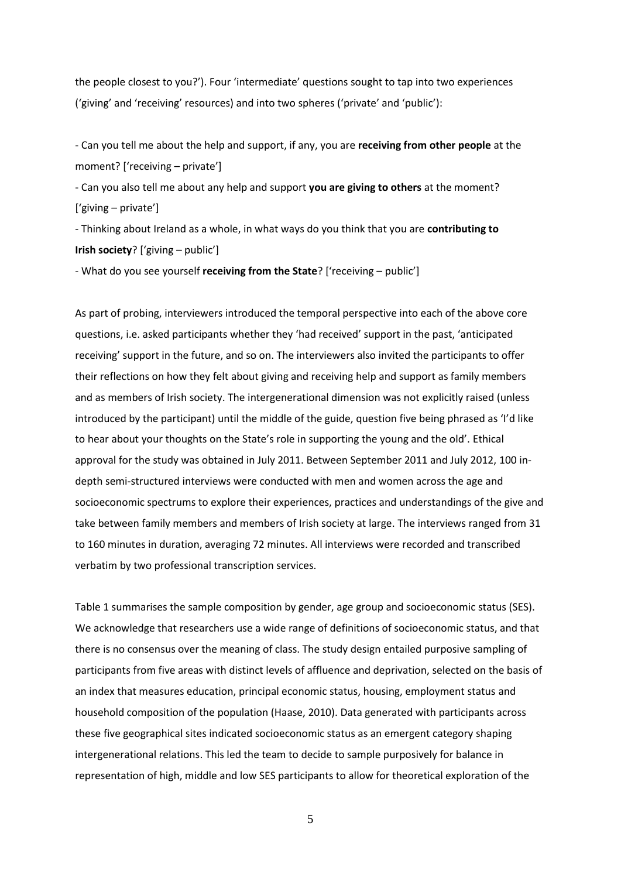the people closest to you?'). Four 'intermediate' questions sought to tap into two experiences ('giving' and 'receiving' resources) and into two spheres ('private' and 'public'):

- Can you tell me about the help and support, if any, you are **receiving from other people** at the moment? ['receiving – private']
- Can you also tell me about any help and support **you are giving to others** at the moment? ['giving – private']
- Thinking about Ireland as a whole, in what ways do you think that you are **contributing to Irish society**? ['giving – public']
- What do you see yourself **receiving from the State**? ['receiving – public']

As part of probing, interviewers introduced the temporal perspective into each of the above core questions, i.e. asked participants whether they 'had received' support in the past, 'anticipated receiving' support in the future, and so on. The interviewers also invited the participants to offer their reflections on how they felt about giving and receiving help and support as family members and as members of Irish society. The intergenerational dimension was not explicitly raised (unless introduced by the participant) until the middle of the guide, question five being phrased as 'I'd like to hear about your thoughts on the State's role in supporting the young and the old'. Ethical approval for the study was obtained in July 2011. Between September 2011 and July 2012, 100 in-depth semi-structured interviews were conducted with men and women across the age and socioeconomic spectrums to explore their experiences, practices and understandings of the give and take between family members and members of Irish society at large. The interviews ranged from 31 to 160 minutes in duration, averaging 72 minutes. All interviews were recorded and transcribed verbatim by two professional transcription services.

Table 1 summarises the sample composition by gender, age group and socioeconomic status (SES). We acknowledge that researchers use a wide range of definitions of socioeconomic status, and that there is no consensus over the meaning of class. The study design entailed purposive sampling of participants from five areas with distinct levels of affluence and deprivation, selected on the basis of an index that measures education, principal economic status, housing, employment status and household composition of the population (Haase, 2010). Data generated with participants across these five geographical sites indicated socioeconomic status as an emergent category shaping intergenerational relations. This led the team to decide to sample purposively for balance in representation of high, middle and low SES participants to allow for theoretical exploration of the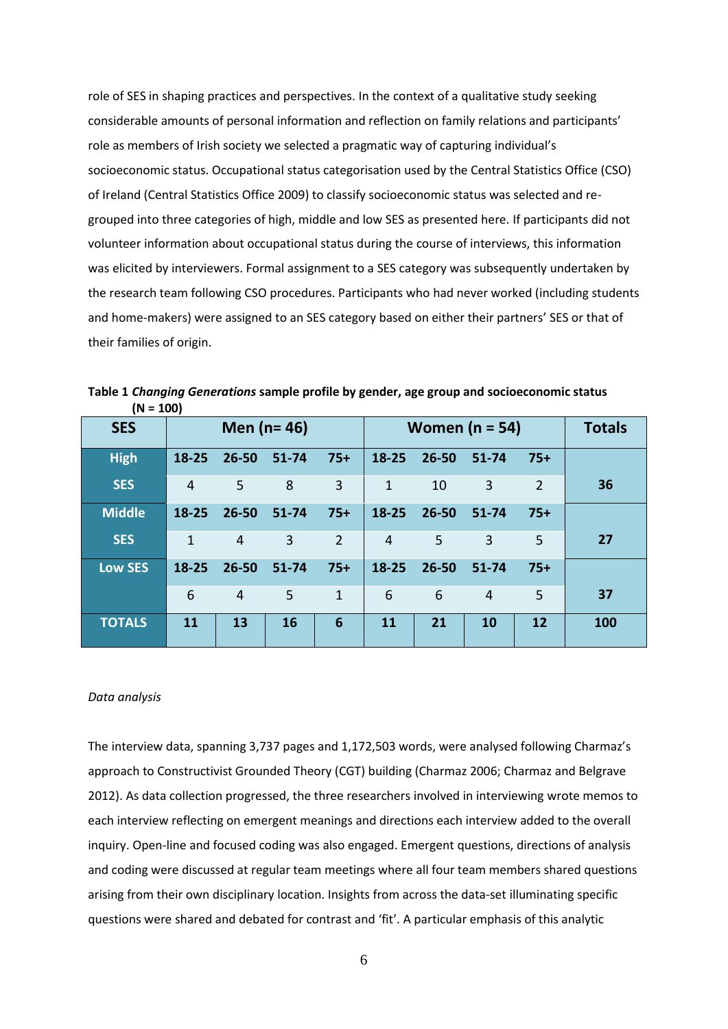role of SES in shaping practices and perspectives. In the context of a qualitative study seeking considerable amounts of personal information and reflection on family relations and participants' role as members of Irish society we selected a pragmatic way of capturing individual's socioeconomic status. Occupational status categorisation used by the Central Statistics Office (CSO) of Ireland (Central Statistics Office 2009) to classify socioeconomic status was selected and re-grouped into three categories of high, middle and low SES as presented here. If participants did not volunteer information about occupational status during the course of interviews, this information was elicited by interviewers. Formal assignment to a SES category was subsequently undertaken by the research team following CSO procedures. Participants who had never worked (including students and home-makers) were assigned to an SES category based on either their partners' SES or that of their families of origin.

**Table 1** ***Changing Generations*** **sample profile by gender, age group and socioeconomic status (N = 100)**

| SES | Men (n= 46) | | | | Women (n = 54) | | | | Totals |
|---|---|---|---|---|---|---|---|---|---|
| High SES | 18-25 | 26-50 | 51-74 | 75+ | 18-25 | 26-50 | 51-74 | 75+ | |
| | 4 | 5 | 8 | 3 | 1 | 10 | 3 | 2 | **36** |
| Middle SES | 18-25 | 26-50 | 51-74 | 75+ | 18-25 | 26-50 | 51-74 | 75+ | |
| | 1 | 4 | 3 | 2 | 4 | 5 | 3 | 5 | **27** |
| Low SES | 18-25 | 26-50 | 51-74 | 75+ | 18-25 | 26-50 | 51-74 | 75+ | |
| | 6 | 4 | 5 | 1 | 6 | 6 | 4 | 5 | **37** |
| **TOTALS** | **11** | **13** | **16** | **6** | **11** | **21** | **10** | **12** | **100** |

*Data analysis*

The interview data, spanning 3,737 pages and 1,172,503 words, were analysed following Charmaz's approach to Constructivist Grounded Theory (CGT) building (Charmaz 2006; Charmaz and Belgrave 2012). As data collection progressed, the three researchers involved in interviewing wrote memos to each interview reflecting on emergent meanings and directions each interview added to the overall inquiry. Open-line and focused coding was also engaged. Emergent questions, directions of analysis and coding were discussed at regular team meetings where all four team members shared questions arising from their own disciplinary location. Insights from across the data-set illuminating specific questions were shared and debated for contrast and 'fit'. A particular emphasis of this analytic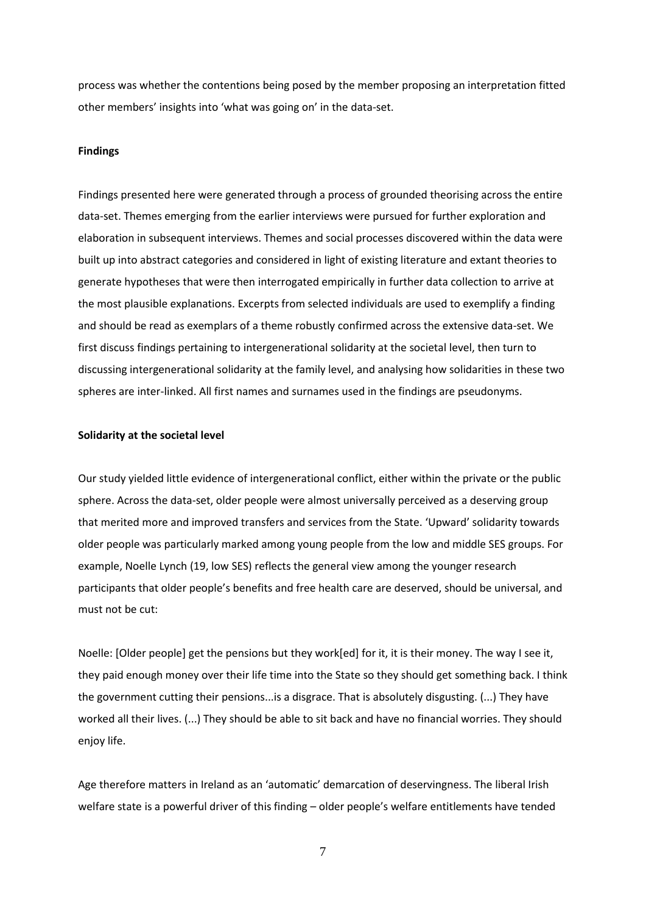process was whether the contentions being posed by the member proposing an interpretation fitted other members' insights into 'what was going on' in the data-set.

**Findings**

Findings presented here were generated through a process of grounded theorising across the entire data-set. Themes emerging from the earlier interviews were pursued for further exploration and elaboration in subsequent interviews. Themes and social processes discovered within the data were built up into abstract categories and considered in light of existing literature and extant theories to generate hypotheses that were then interrogated empirically in further data collection to arrive at the most plausible explanations. Excerpts from selected individuals are used to exemplify a finding and should be read as exemplars of a theme robustly confirmed across the extensive data-set. We first discuss findings pertaining to intergenerational solidarity at the societal level, then turn to discussing intergenerational solidarity at the family level, and analysing how solidarities in these two spheres are inter-linked. All first names and surnames used in the findings are pseudonyms.

**Solidarity at the societal level**

Our study yielded little evidence of intergenerational conflict, either within the private or the public sphere. Across the data-set, older people were almost universally perceived as a deserving group that merited more and improved transfers and services from the State. 'Upward' solidarity towards older people was particularly marked among young people from the low and middle SES groups. For example, Noelle Lynch (19, low SES) reflects the general view among the younger research participants that older people's benefits and free health care are deserved, should be universal, and must not be cut:

Noelle: [Older people] get the pensions but they work[ed] for it, it is their money. The way I see it, they paid enough money over their life time into the State so they should get something back. I think the government cutting their pensions...is a disgrace. That is absolutely disgusting. (...) They have worked all their lives. (...) They should be able to sit back and have no financial worries. They should enjoy life.

Age therefore matters in Ireland as an 'automatic' demarcation of deservingness. The liberal Irish welfare state is a powerful driver of this finding – older people's welfare entitlements have tended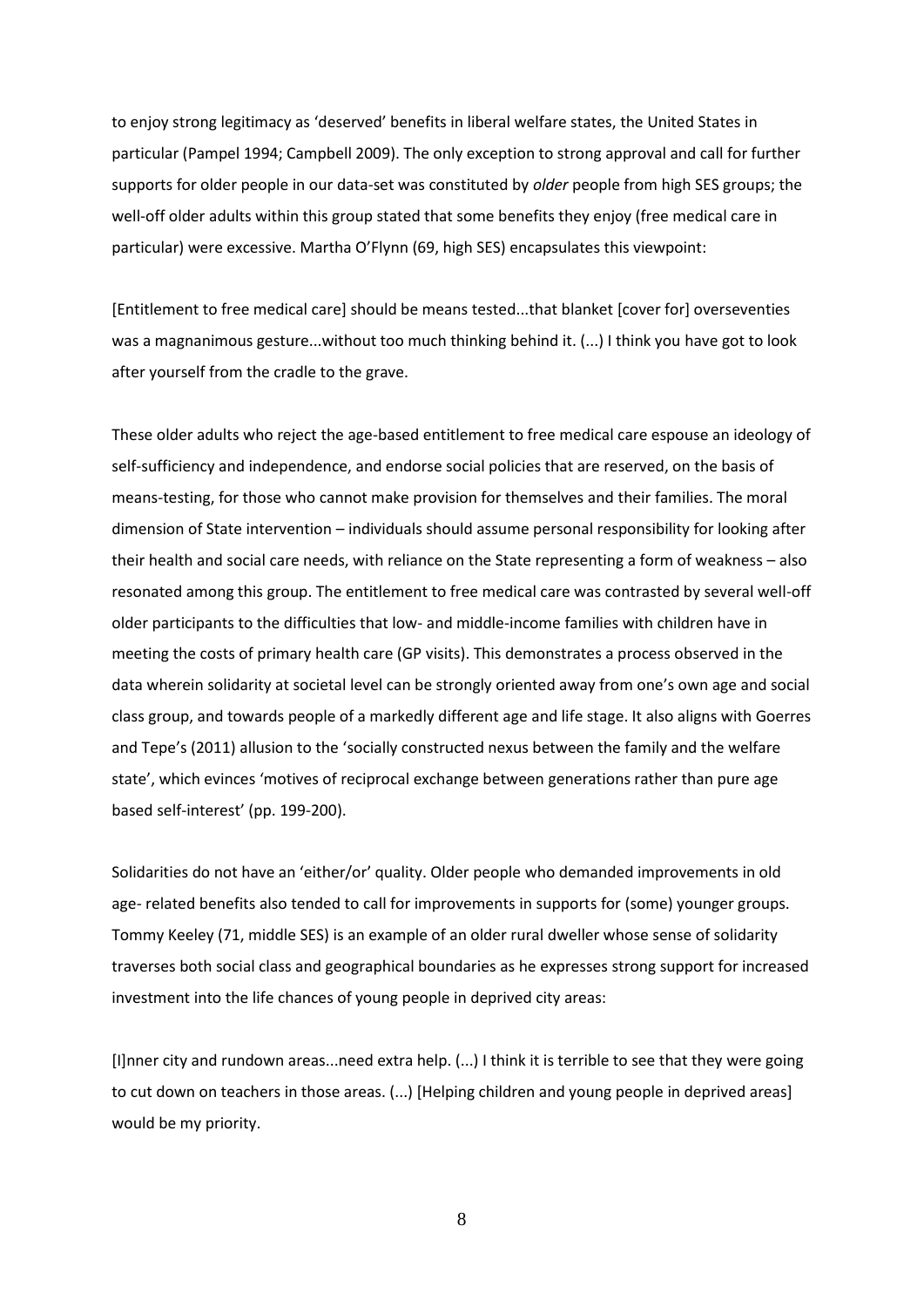to enjoy strong legitimacy as 'deserved' benefits in liberal welfare states, the United States in particular (Pampel 1994; Campbell 2009). The only exception to strong approval and call for further supports for older people in our data-set was constituted by *older* people from high SES groups; the well-off older adults within this group stated that some benefits they enjoy (free medical care in particular) were excessive. Martha O'Flynn (69, high SES) encapsulates this viewpoint:

[Entitlement to free medical care] should be means tested...that blanket [cover for] overseventies was a magnanimous gesture...without too much thinking behind it. (...) I think you have got to look after yourself from the cradle to the grave.

These older adults who reject the age-based entitlement to free medical care espouse an ideology of self-sufficiency and independence, and endorse social policies that are reserved, on the basis of means-testing, for those who cannot make provision for themselves and their families. The moral dimension of State intervention – individuals should assume personal responsibility for looking after their health and social care needs, with reliance on the State representing a form of weakness – also resonated among this group. The entitlement to free medical care was contrasted by several well-off older participants to the difficulties that low- and middle-income families with children have in meeting the costs of primary health care (GP visits). This demonstrates a process observed in the data wherein solidarity at societal level can be strongly oriented away from one's own age and social class group, and towards people of a markedly different age and life stage. It also aligns with Goerres and Tepe's (2011) allusion to the 'socially constructed nexus between the family and the welfare state', which evinces 'motives of reciprocal exchange between generations rather than pure age based self-interest' (pp. 199-200).

Solidarities do not have an 'either/or' quality. Older people who demanded improvements in old age- related benefits also tended to call for improvements in supports for (some) younger groups. Tommy Keeley (71, middle SES) is an example of an older rural dweller whose sense of solidarity traverses both social class and geographical boundaries as he expresses strong support for increased investment into the life chances of young people in deprived city areas:

[I]nner city and rundown areas...need extra help. (...) I think it is terrible to see that they were going to cut down on teachers in those areas. (...) [Helping children and young people in deprived areas] would be my priority.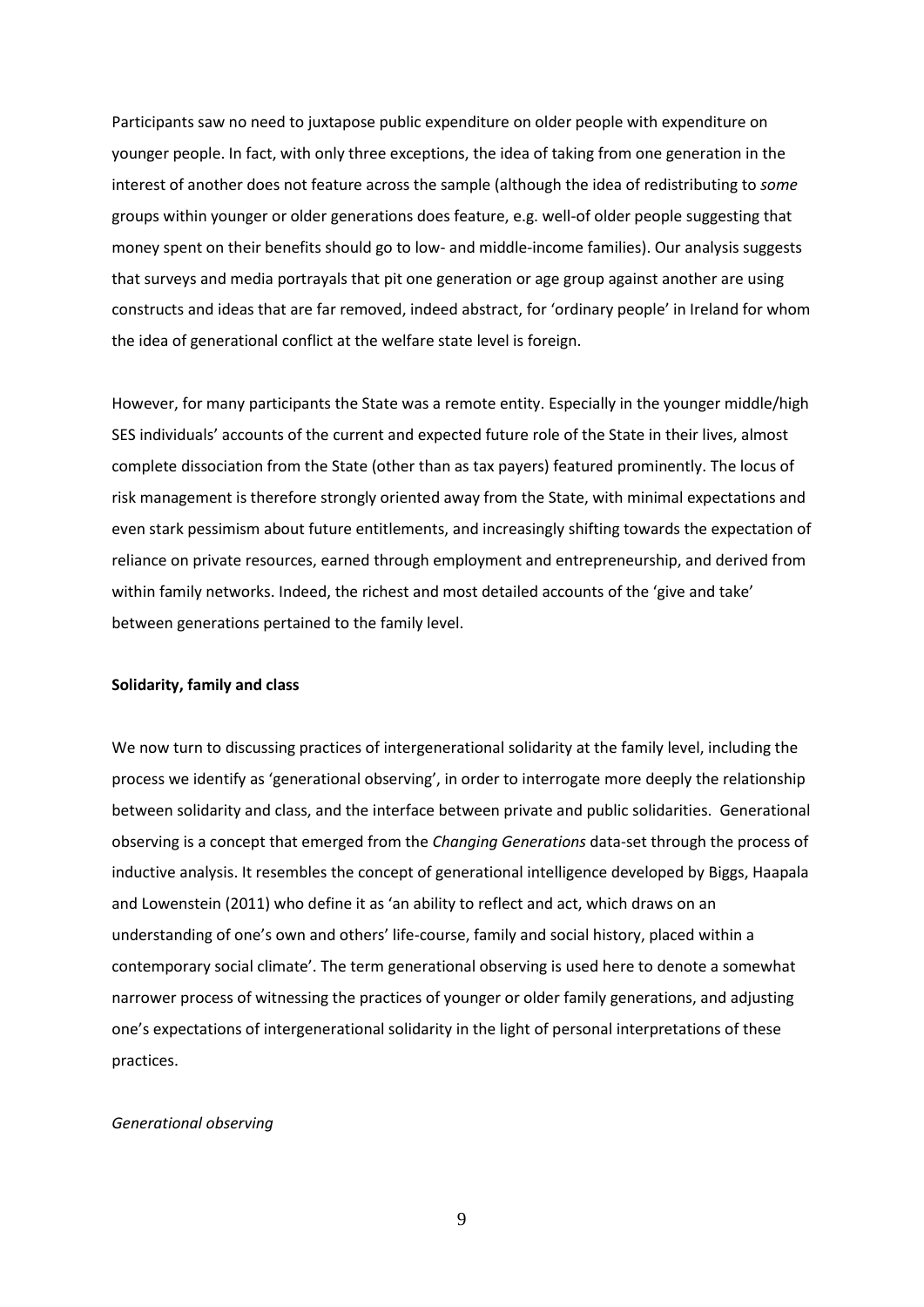Participants saw no need to juxtapose public expenditure on older people with expenditure on younger people. In fact, with only three exceptions, the idea of taking from one generation in the interest of another does not feature across the sample (although the idea of redistributing to *some* groups within younger or older generations does feature, e.g. well-of older people suggesting that money spent on their benefits should go to low- and middle-income families). Our analysis suggests that surveys and media portrayals that pit one generation or age group against another are using constructs and ideas that are far removed, indeed abstract, for 'ordinary people' in Ireland for whom the idea of generational conflict at the welfare state level is foreign.

However, for many participants the State was a remote entity. Especially in the younger middle/high SES individuals' accounts of the current and expected future role of the State in their lives, almost complete dissociation from the State (other than as tax payers) featured prominently. The locus of risk management is therefore strongly oriented away from the State, with minimal expectations and even stark pessimism about future entitlements, and increasingly shifting towards the expectation of reliance on private resources, earned through employment and entrepreneurship, and derived from within family networks. Indeed, the richest and most detailed accounts of the 'give and take' between generations pertained to the family level.

**Solidarity, family and class**

We now turn to discussing practices of intergenerational solidarity at the family level, including the process we identify as 'generational observing', in order to interrogate more deeply the relationship between solidarity and class, and the interface between private and public solidarities. Generational observing is a concept that emerged from the *Changing Generations* data-set through the process of inductive analysis. It resembles the concept of generational intelligence developed by Biggs, Haapala and Lowenstein (2011) who define it as 'an ability to reflect and act, which draws on an understanding of one's own and others' life-course, family and social history, placed within a contemporary social climate'. The term generational observing is used here to denote a somewhat narrower process of witnessing the practices of younger or older family generations, and adjusting one's expectations of intergenerational solidarity in the light of personal interpretations of these practices.

*Generational observing*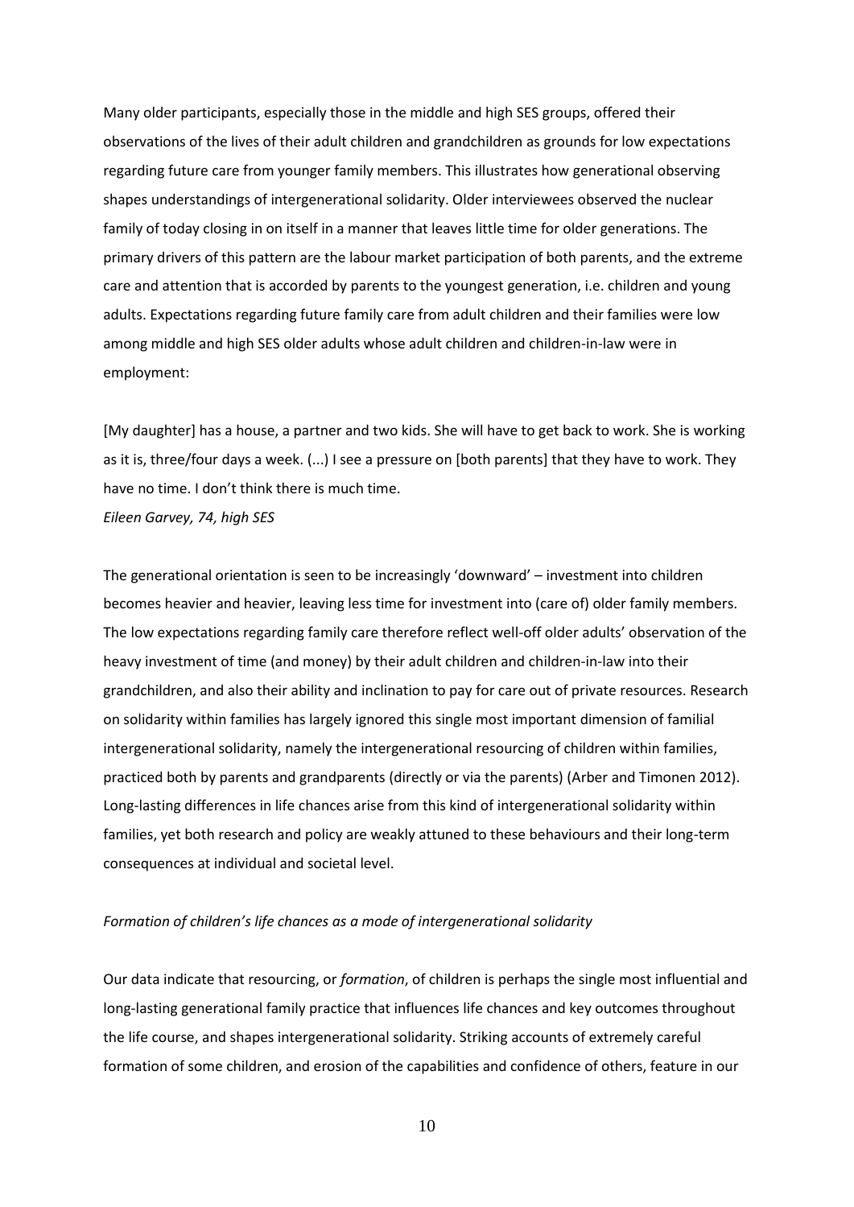Many older participants, especially those in the middle and high SES groups, offered their observations of the lives of their adult children and grandchildren as grounds for low expectations regarding future care from younger family members. This illustrates how generational observing shapes understandings of intergenerational solidarity. Older interviewees observed the nuclear family of today closing in on itself in a manner that leaves little time for older generations. The primary drivers of this pattern are the labour market participation of both parents, and the extreme care and attention that is accorded by parents to the youngest generation, i.e. children and young adults. Expectations regarding future family care from adult children and their families were low among middle and high SES older adults whose adult children and children-in-law were in employment:

[My daughter] has a house, a partner and two kids. She will have to get back to work. She is working as it is, three/four days a week. (...) I see a pressure on [both parents] that they have to work. They have no time. I don't think there is much time.
*Eileen Garvey, 74, high SES*

The generational orientation is seen to be increasingly 'downward' – investment into children becomes heavier and heavier, leaving less time for investment into (care of) older family members. The low expectations regarding family care therefore reflect well-off older adults' observation of the heavy investment of time (and money) by their adult children and children-in-law into their grandchildren, and also their ability and inclination to pay for care out of private resources. Research on solidarity within families has largely ignored this single most important dimension of familial intergenerational solidarity, namely the intergenerational resourcing of children within families, practiced both by parents and grandparents (directly or via the parents) (Arber and Timonen 2012). Long-lasting differences in life chances arise from this kind of intergenerational solidarity within families, yet both research and policy are weakly attuned to these behaviours and their long-term consequences at individual and societal level.

*Formation of children's life chances as a mode of intergenerational solidarity*

Our data indicate that resourcing, or *formation*, of children is perhaps the single most influential and long-lasting generational family practice that influences life chances and key outcomes throughout the life course, and shapes intergenerational solidarity. Striking accounts of extremely careful formation of some children, and erosion of the capabilities and confidence of others, feature in our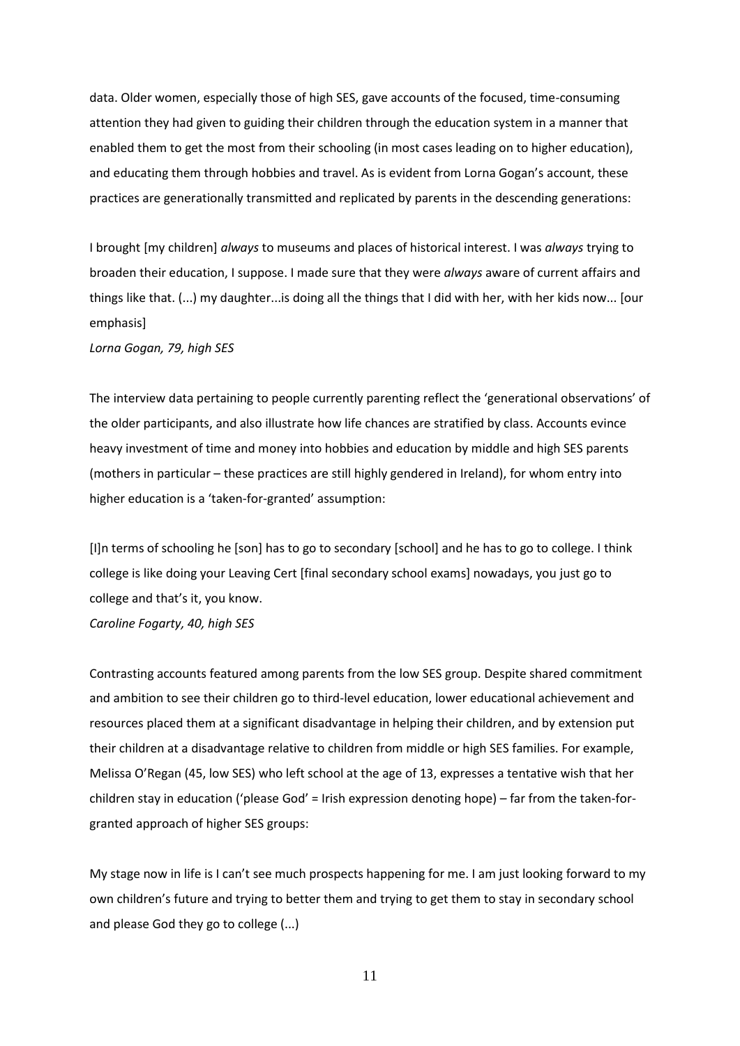data. Older women, especially those of high SES, gave accounts of the focused, time-consuming attention they had given to guiding their children through the education system in a manner that enabled them to get the most from their schooling (in most cases leading on to higher education), and educating them through hobbies and travel. As is evident from Lorna Gogan's account, these practices are generationally transmitted and replicated by parents in the descending generations:

I brought [my children] *always* to museums and places of historical interest. I was *always* trying to broaden their education, I suppose. I made sure that they were *always* aware of current affairs and things like that. (...) my daughter...is doing all the things that I did with her, with her kids now... [our emphasis]

*Lorna Gogan, 79, high SES*

The interview data pertaining to people currently parenting reflect the 'generational observations' of the older participants, and also illustrate how life chances are stratified by class. Accounts evince heavy investment of time and money into hobbies and education by middle and high SES parents (mothers in particular – these practices are still highly gendered in Ireland), for whom entry into higher education is a 'taken-for-granted' assumption:

[I]n terms of schooling he [son] has to go to secondary [school] and he has to go to college. I think college is like doing your Leaving Cert [final secondary school exams] nowadays, you just go to college and that's it, you know.

*Caroline Fogarty, 40, high SES*

Contrasting accounts featured among parents from the low SES group. Despite shared commitment and ambition to see their children go to third-level education, lower educational achievement and resources placed them at a significant disadvantage in helping their children, and by extension put their children at a disadvantage relative to children from middle or high SES families. For example, Melissa O'Regan (45, low SES) who left school at the age of 13, expresses a tentative wish that her children stay in education ('please God' = Irish expression denoting hope) – far from the taken-for-granted approach of higher SES groups:

My stage now in life is I can't see much prospects happening for me. I am just looking forward to my own children's future and trying to better them and trying to get them to stay in secondary school and please God they go to college (...)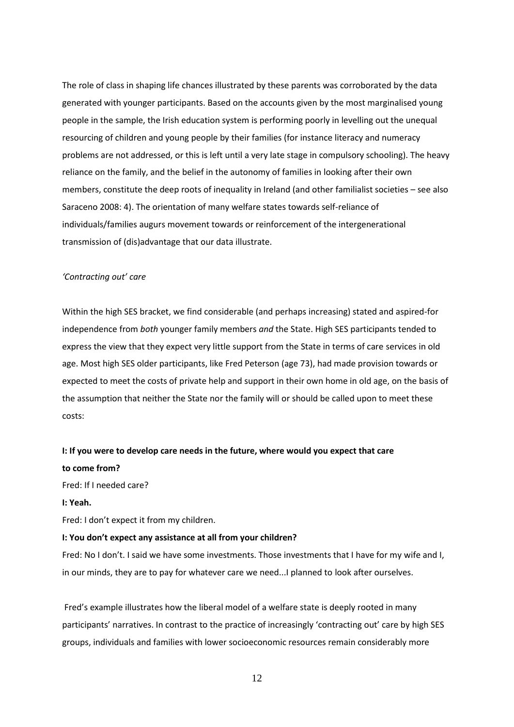The role of class in shaping life chances illustrated by these parents was corroborated by the data generated with younger participants. Based on the accounts given by the most marginalised young people in the sample, the Irish education system is performing poorly in levelling out the unequal resourcing of children and young people by their families (for instance literacy and numeracy problems are not addressed, or this is left until a very late stage in compulsory schooling). The heavy reliance on the family, and the belief in the autonomy of families in looking after their own members, constitute the deep roots of inequality in Ireland (and other familialist societies – see also Saraceno 2008: 4). The orientation of many welfare states towards self-reliance of individuals/families augurs movement towards or reinforcement of the intergenerational transmission of (dis)advantage that our data illustrate.

*'Contracting out' care*

Within the high SES bracket, we find considerable (and perhaps increasing) stated and aspired-for independence from *both* younger family members *and* the State. High SES participants tended to express the view that they expect very little support from the State in terms of care services in old age. Most high SES older participants, like Fred Peterson (age 73), had made provision towards or expected to meet the costs of private help and support in their own home in old age, on the basis of the assumption that neither the State nor the family will or should be called upon to meet these costs:

**I: If you were to develop care needs in the future, where would you expect that care to come from?**

Fred: If I needed care?

**I: Yeah.**

Fred: I don't expect it from my children.

**I: You don't expect any assistance at all from your children?**

Fred: No I don't. I said we have some investments. Those investments that I have for my wife and I, in our minds, they are to pay for whatever care we need...I planned to look after ourselves.

Fred's example illustrates how the liberal model of a welfare state is deeply rooted in many participants' narratives. In contrast to the practice of increasingly 'contracting out' care by high SES groups, individuals and families with lower socioeconomic resources remain considerably more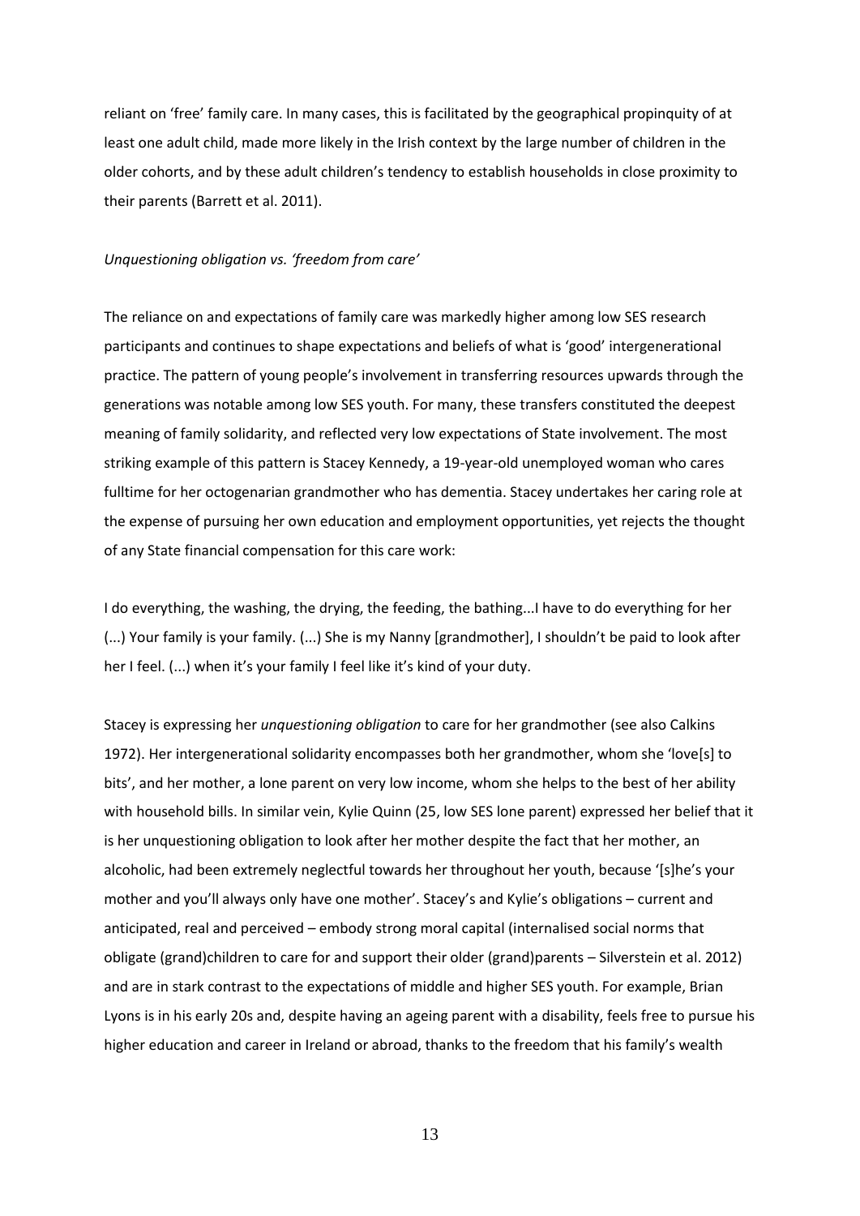reliant on 'free' family care. In many cases, this is facilitated by the geographical propinquity of at least one adult child, made more likely in the Irish context by the large number of children in the older cohorts, and by these adult children's tendency to establish households in close proximity to their parents (Barrett et al. 2011).

*Unquestioning obligation vs. 'freedom from care'*

The reliance on and expectations of family care was markedly higher among low SES research participants and continues to shape expectations and beliefs of what is 'good' intergenerational practice. The pattern of young people's involvement in transferring resources upwards through the generations was notable among low SES youth. For many, these transfers constituted the deepest meaning of family solidarity, and reflected very low expectations of State involvement. The most striking example of this pattern is Stacey Kennedy, a 19-year-old unemployed woman who cares fulltime for her octogenarian grandmother who has dementia. Stacey undertakes her caring role at the expense of pursuing her own education and employment opportunities, yet rejects the thought of any State financial compensation for this care work:

I do everything, the washing, the drying, the feeding, the bathing...I have to do everything for her (...) Your family is your family. (...) She is my Nanny [grandmother], I shouldn't be paid to look after her I feel. (...) when it's your family I feel like it's kind of your duty.

Stacey is expressing her *unquestioning obligation* to care for her grandmother (see also Calkins 1972). Her intergenerational solidarity encompasses both her grandmother, whom she 'love[s] to bits', and her mother, a lone parent on very low income, whom she helps to the best of her ability with household bills. In similar vein, Kylie Quinn (25, low SES lone parent) expressed her belief that it is her unquestioning obligation to look after her mother despite the fact that her mother, an alcoholic, had been extremely neglectful towards her throughout her youth, because '[s]he's your mother and you'll always only have one mother'. Stacey's and Kylie's obligations – current and anticipated, real and perceived – embody strong moral capital (internalised social norms that obligate (grand)children to care for and support their older (grand)parents – Silverstein et al. 2012) and are in stark contrast to the expectations of middle and higher SES youth. For example, Brian Lyons is in his early 20s and, despite having an ageing parent with a disability, feels free to pursue his higher education and career in Ireland or abroad, thanks to the freedom that his family's wealth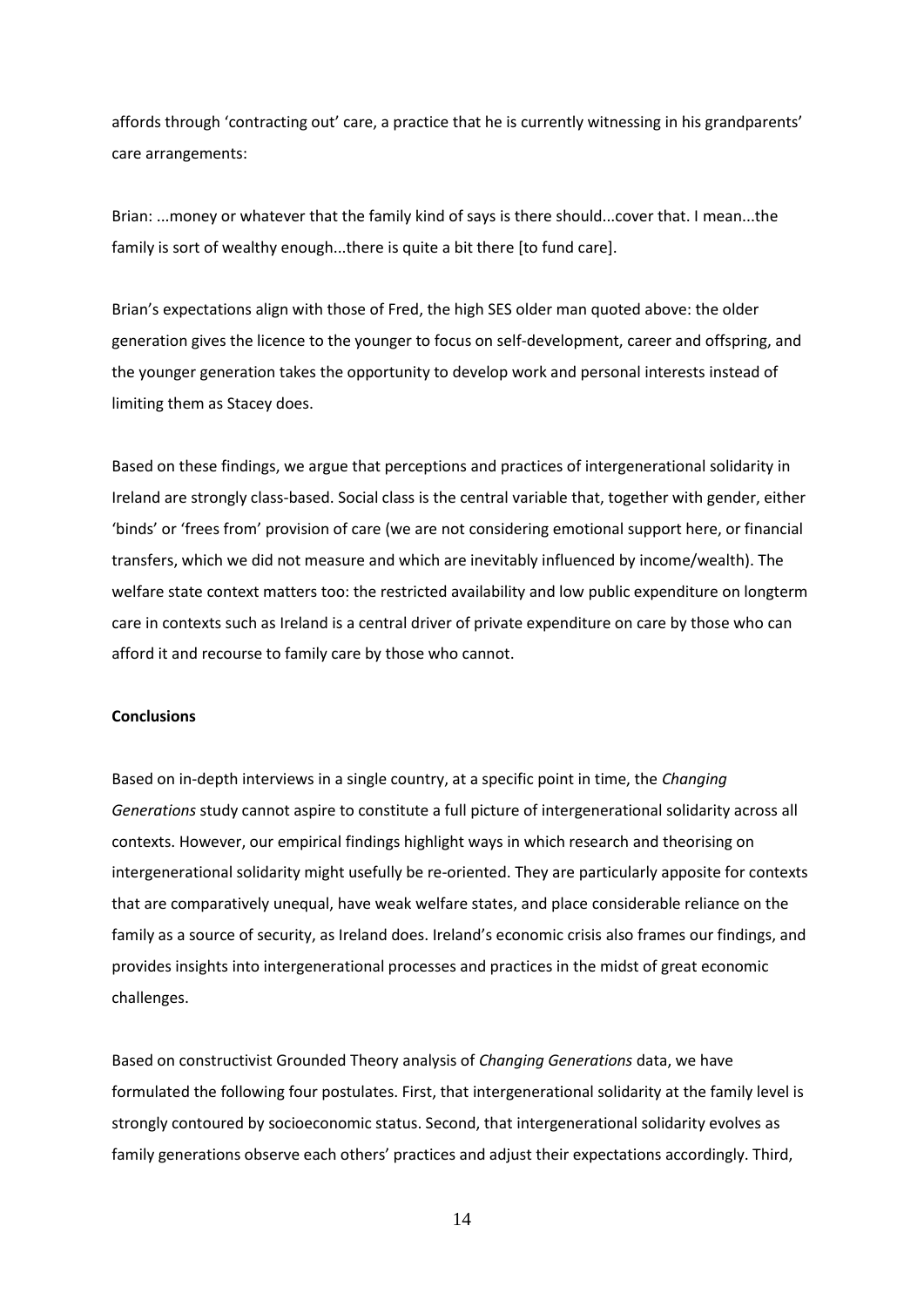affords through 'contracting out' care, a practice that he is currently witnessing in his grandparents' care arrangements:

Brian: ...money or whatever that the family kind of says is there should...cover that. I mean...the family is sort of wealthy enough...there is quite a bit there [to fund care].

Brian's expectations align with those of Fred, the high SES older man quoted above: the older generation gives the licence to the younger to focus on self-development, career and offspring, and the younger generation takes the opportunity to develop work and personal interests instead of limiting them as Stacey does.

Based on these findings, we argue that perceptions and practices of intergenerational solidarity in Ireland are strongly class-based. Social class is the central variable that, together with gender, either 'binds' or 'frees from' provision of care (we are not considering emotional support here, or financial transfers, which we did not measure and which are inevitably influenced by income/wealth). The welfare state context matters too: the restricted availability and low public expenditure on longterm care in contexts such as Ireland is a central driver of private expenditure on care by those who can afford it and recourse to family care by those who cannot.

**Conclusions**

Based on in-depth interviews in a single country, at a specific point in time, the *Changing Generations* study cannot aspire to constitute a full picture of intergenerational solidarity across all contexts. However, our empirical findings highlight ways in which research and theorising on intergenerational solidarity might usefully be re-oriented. They are particularly apposite for contexts that are comparatively unequal, have weak welfare states, and place considerable reliance on the family as a source of security, as Ireland does. Ireland's economic crisis also frames our findings, and provides insights into intergenerational processes and practices in the midst of great economic challenges.

Based on constructivist Grounded Theory analysis of *Changing Generations* data, we have formulated the following four postulates. First, that intergenerational solidarity at the family level is strongly contoured by socioeconomic status. Second, that intergenerational solidarity evolves as family generations observe each others' practices and adjust their expectations accordingly. Third,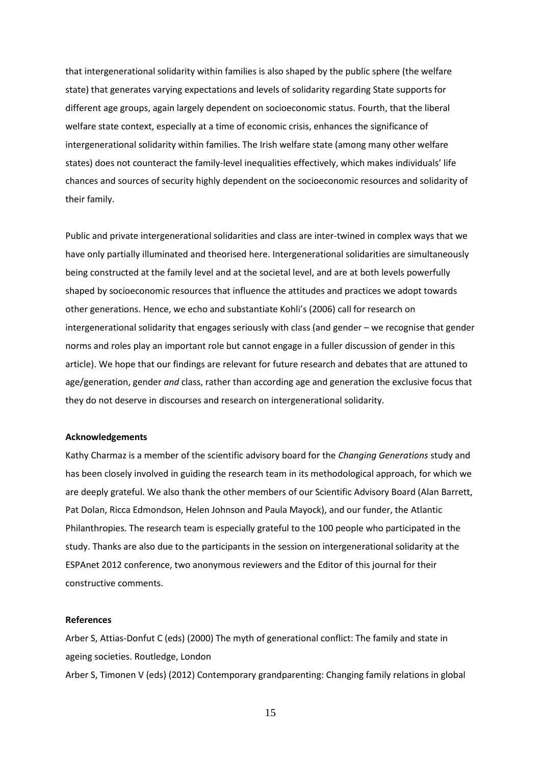that intergenerational solidarity within families is also shaped by the public sphere (the welfare state) that generates varying expectations and levels of solidarity regarding State supports for different age groups, again largely dependent on socioeconomic status. Fourth, that the liberal welfare state context, especially at a time of economic crisis, enhances the significance of intergenerational solidarity within families. The Irish welfare state (among many other welfare states) does not counteract the family-level inequalities effectively, which makes individuals' life chances and sources of security highly dependent on the socioeconomic resources and solidarity of their family.

Public and private intergenerational solidarities and class are inter-twined in complex ways that we have only partially illuminated and theorised here. Intergenerational solidarities are simultaneously being constructed at the family level and at the societal level, and are at both levels powerfully shaped by socioeconomic resources that influence the attitudes and practices we adopt towards other generations. Hence, we echo and substantiate Kohli's (2006) call for research on intergenerational solidarity that engages seriously with class (and gender – we recognise that gender norms and roles play an important role but cannot engage in a fuller discussion of gender in this article). We hope that our findings are relevant for future research and debates that are attuned to age/generation, gender *and* class, rather than according age and generation the exclusive focus that they do not deserve in discourses and research on intergenerational solidarity.

**Acknowledgements**

Kathy Charmaz is a member of the scientific advisory board for the *Changing Generations* study and has been closely involved in guiding the research team in its methodological approach, for which we are deeply grateful. We also thank the other members of our Scientific Advisory Board (Alan Barrett, Pat Dolan, Ricca Edmondson, Helen Johnson and Paula Mayock), and our funder, the Atlantic Philanthropies. The research team is especially grateful to the 100 people who participated in the study. Thanks are also due to the participants in the session on intergenerational solidarity at the ESPAnet 2012 conference, two anonymous reviewers and the Editor of this journal for their constructive comments.

**References**

Arber S, Attias-Donfut C (eds) (2000) The myth of generational conflict: The family and state in ageing societies. Routledge, London

Arber S, Timonen V (eds) (2012) Contemporary grandparenting: Changing family relations in global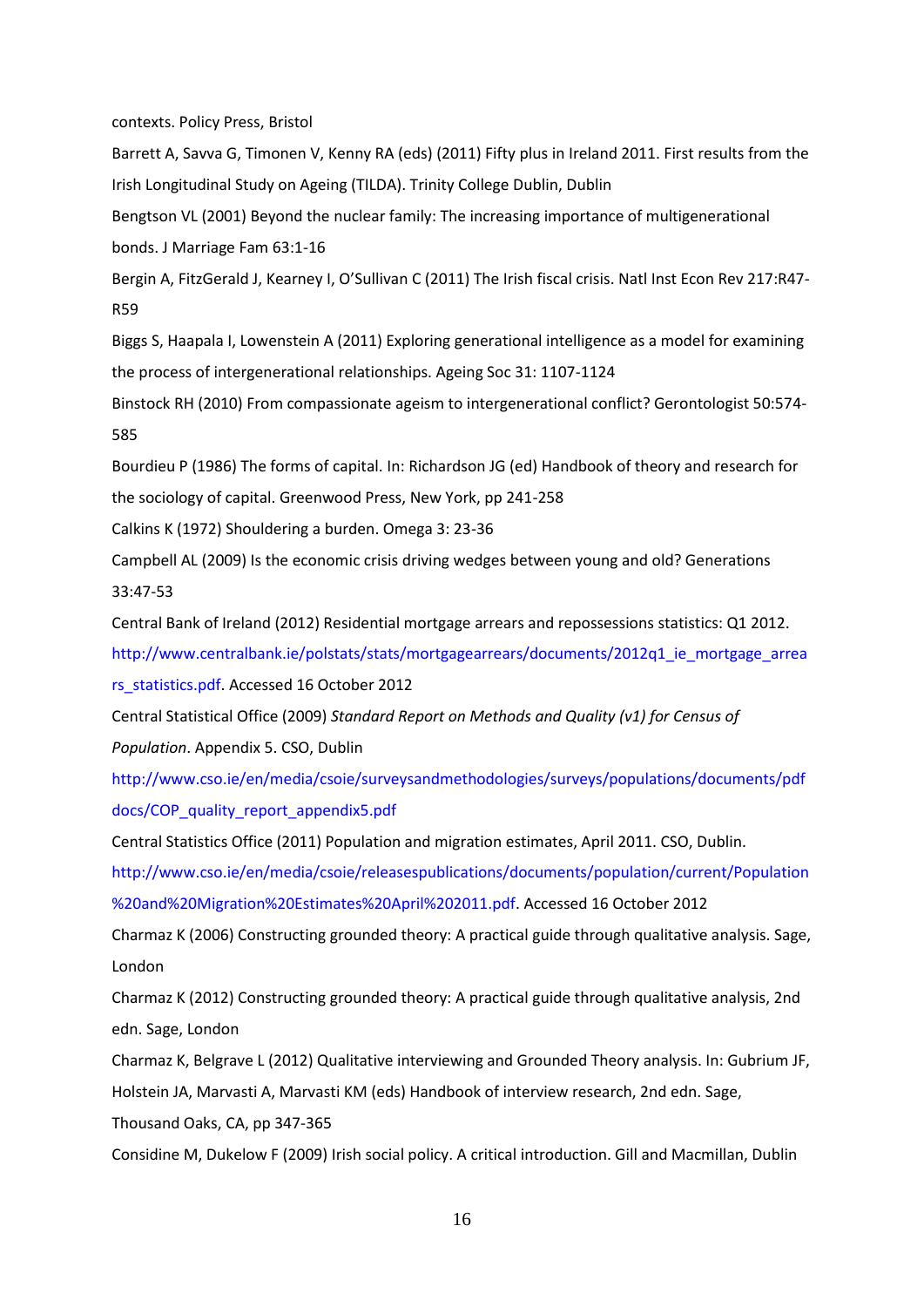contexts. Policy Press, Bristol

Barrett A, Savva G, Timonen V, Kenny RA (eds) (2011) Fifty plus in Ireland 2011. First results from the Irish Longitudinal Study on Ageing (TILDA). Trinity College Dublin, Dublin

Bengtson VL (2001) Beyond the nuclear family: The increasing importance of multigenerational bonds. J Marriage Fam 63:1-16

Bergin A, FitzGerald J, Kearney I, O'Sullivan C (2011) The Irish fiscal crisis. Natl Inst Econ Rev 217:R47-R59

Biggs S, Haapala I, Lowenstein A (2011) Exploring generational intelligence as a model for examining the process of intergenerational relationships. Ageing Soc 31: 1107-1124

Binstock RH (2010) From compassionate ageism to intergenerational conflict? Gerontologist 50:574-585

Bourdieu P (1986) The forms of capital. In: Richardson JG (ed) Handbook of theory and research for the sociology of capital. Greenwood Press, New York, pp 241-258

Calkins K (1972) Shouldering a burden. Omega 3: 23-36

Campbell AL (2009) Is the economic crisis driving wedges between young and old? Generations 33:47-53

Central Bank of Ireland (2012) Residential mortgage arrears and repossessions statistics: Q1 2012. http://www.centralbank.ie/polstats/stats/mortgagearrears/documents/2012q1_ie_mortgage_arrears_statistics.pdf. Accessed 16 October 2012

Central Statistical Office (2009) *Standard Report on Methods and Quality (v1) for Census of Population*. Appendix 5. CSO, Dublin http://www.cso.ie/en/media/csoie/surveysandmethodologies/surveys/populations/documents/pdfdocs/COP_quality_report_appendix5.pdf

Central Statistics Office (2011) Population and migration estimates, April 2011. CSO, Dublin. http://www.cso.ie/en/media/csoie/releasespublications/documents/population/current/Population%20and%20Migration%20Estimates%20April%202011.pdf. Accessed 16 October 2012

Charmaz K (2006) Constructing grounded theory: A practical guide through qualitative analysis. Sage, London

Charmaz K (2012) Constructing grounded theory: A practical guide through qualitative analysis, 2nd edn. Sage, London

Charmaz K, Belgrave L (2012) Qualitative interviewing and Grounded Theory analysis. In: Gubrium JF, Holstein JA, Marvasti A, Marvasti KM (eds) Handbook of interview research, 2nd edn. Sage, Thousand Oaks, CA, pp 347-365

Considine M, Dukelow F (2009) Irish social policy. A critical introduction. Gill and Macmillan, Dublin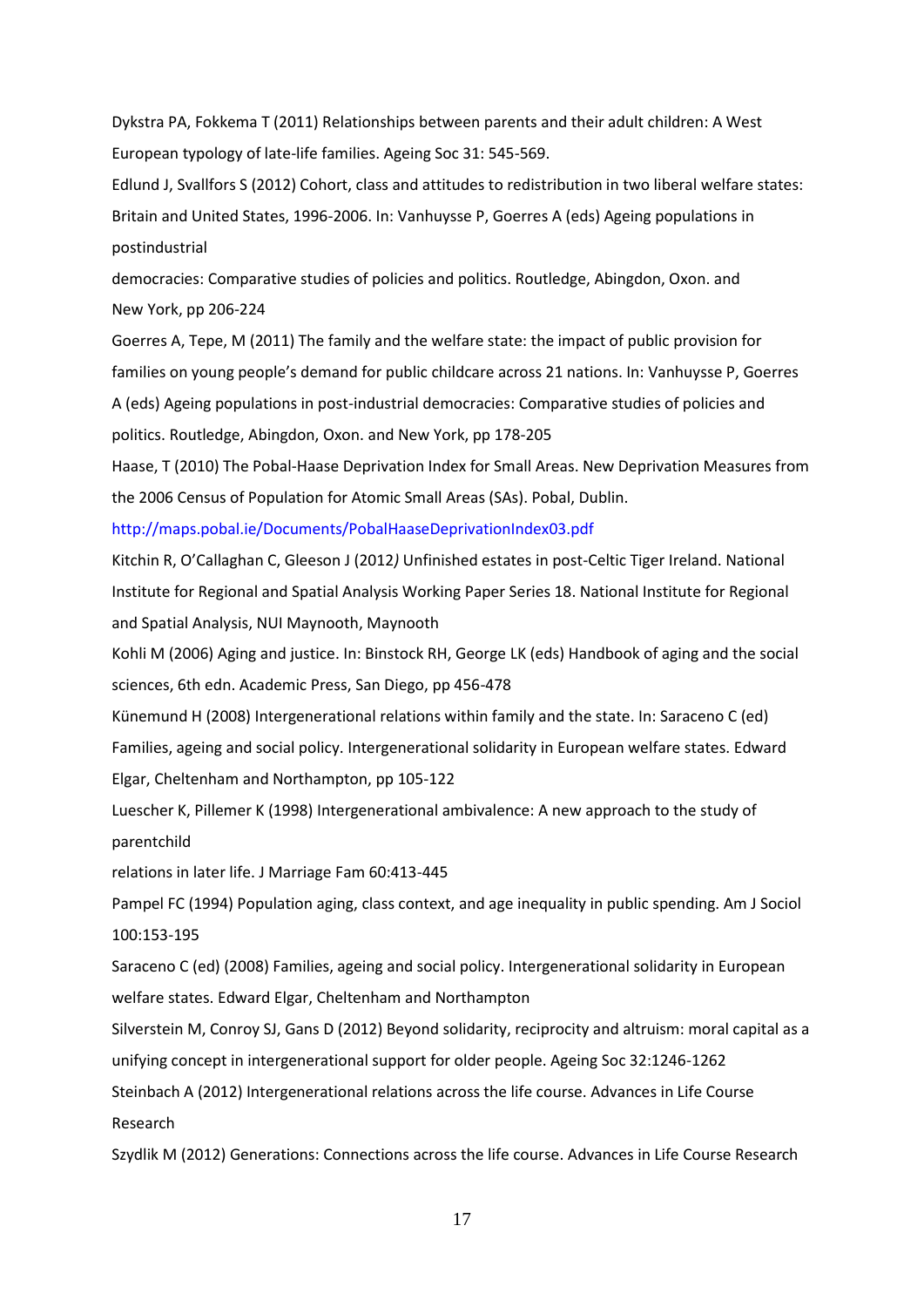Dykstra PA, Fokkema T (2011) Relationships between parents and their adult children: A West European typology of late-life families. Ageing Soc 31: 545-569.

Edlund J, Svallfors S (2012) Cohort, class and attitudes to redistribution in two liberal welfare states: Britain and United States, 1996-2006. In: Vanhuysse P, Goerres A (eds) Ageing populations in postindustrial democracies: Comparative studies of policies and politics. Routledge, Abingdon, Oxon. and New York, pp 206-224

Goerres A, Tepe, M (2011) The family and the welfare state: the impact of public provision for families on young people's demand for public childcare across 21 nations. In: Vanhuysse P, Goerres A (eds) Ageing populations in post-industrial democracies: Comparative studies of policies and politics. Routledge, Abingdon, Oxon. and New York, pp 178-205

Haase, T (2010) The Pobal-Haase Deprivation Index for Small Areas. New Deprivation Measures from the 2006 Census of Population for Atomic Small Areas (SAs). Pobal, Dublin. http://maps.pobal.ie/Documents/PobalHaaseDeprivationIndex03.pdf

Kitchin R, O'Callaghan C, Gleeson J (2012*)* Unfinished estates in post-Celtic Tiger Ireland. National Institute for Regional and Spatial Analysis Working Paper Series 18. National Institute for Regional and Spatial Analysis, NUI Maynooth, Maynooth

Kohli M (2006) Aging and justice. In: Binstock RH, George LK (eds) Handbook of aging and the social sciences, 6th edn. Academic Press, San Diego, pp 456-478

Künemund H (2008) Intergenerational relations within family and the state. In: Saraceno C (ed) Families, ageing and social policy. Intergenerational solidarity in European welfare states. Edward Elgar, Cheltenham and Northampton, pp 105-122

Luescher K, Pillemer K (1998) Intergenerational ambivalence: A new approach to the study of parentchild relations in later life. J Marriage Fam 60:413-445

Pampel FC (1994) Population aging, class context, and age inequality in public spending. Am J Sociol 100:153-195

Saraceno C (ed) (2008) Families, ageing and social policy. Intergenerational solidarity in European welfare states. Edward Elgar, Cheltenham and Northampton

Silverstein M, Conroy SJ, Gans D (2012) Beyond solidarity, reciprocity and altruism: moral capital as a unifying concept in intergenerational support for older people. Ageing Soc 32:1246-1262

Steinbach A (2012) Intergenerational relations across the life course. Advances in Life Course Research

Szydlik M (2012) Generations: Connections across the life course. Advances in Life Course Research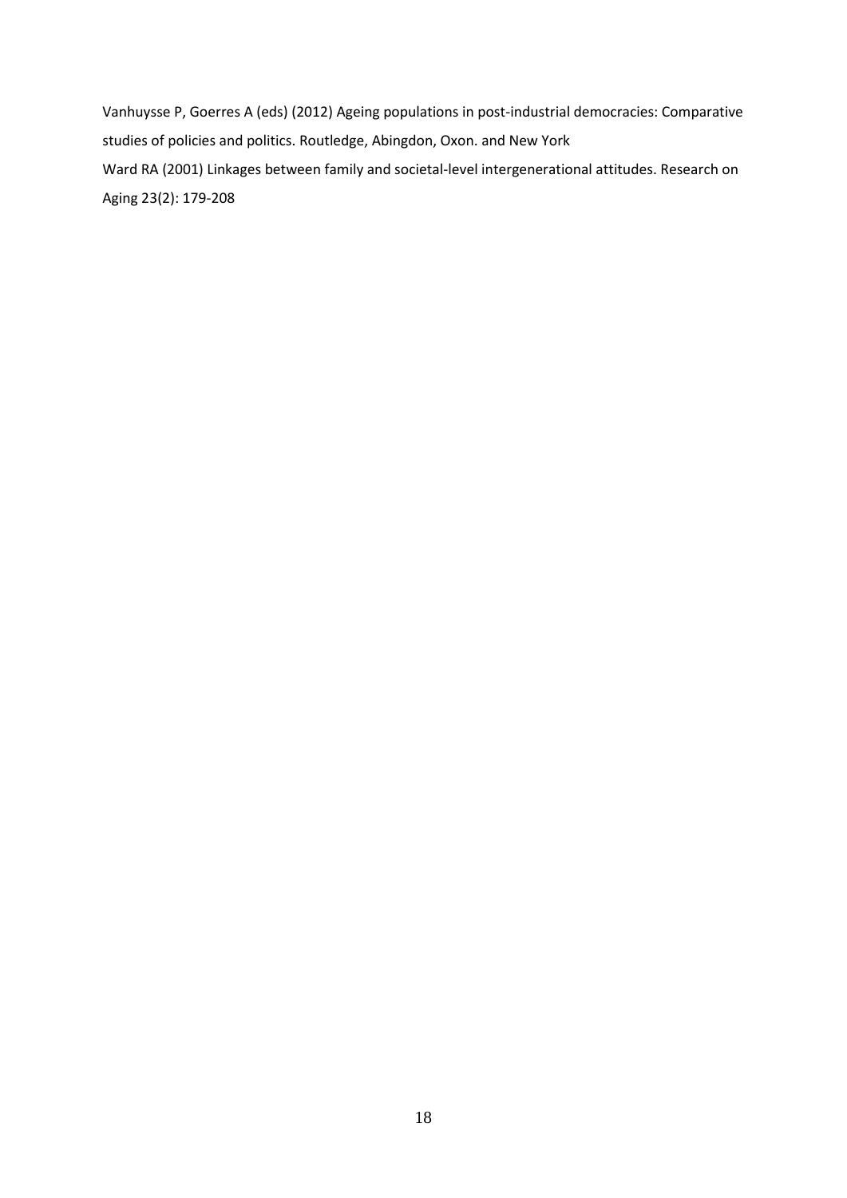Vanhuysse P, Goerres A (eds) (2012) Ageing populations in post-industrial democracies: Comparative studies of policies and politics. Routledge, Abingdon, Oxon. and New York

Ward RA (2001) Linkages between family and societal-level intergenerational attitudes. Research on Aging 23(2): 179-208